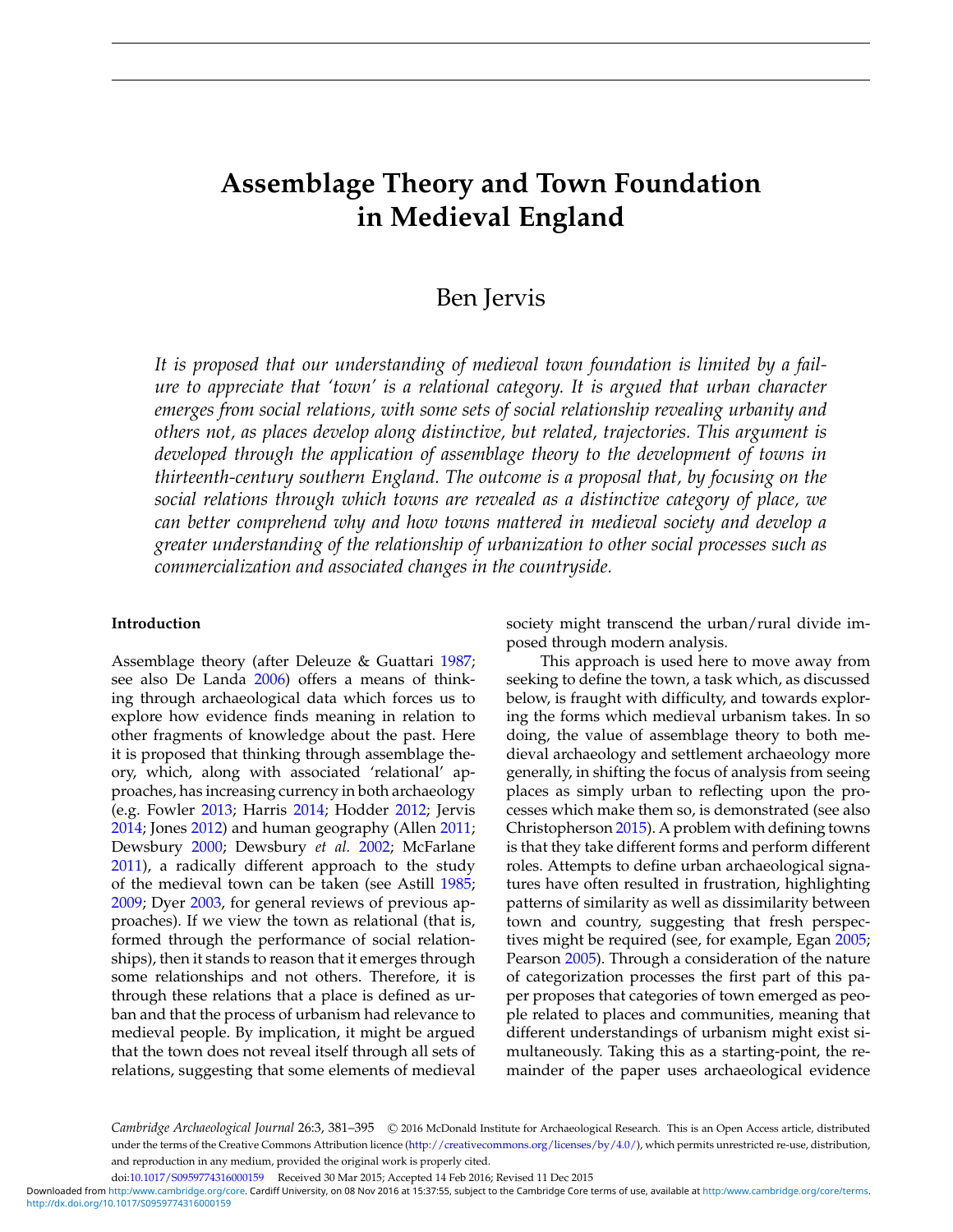# Assemblage Theory and Town Foundation in Medieval England

Ben Jervis

*It is proposed that our understanding of medieval town foundation is limited by a failure to appreciate that 'town' is a relational category. It is argued that urban character emerges from social relations, with some sets of social relationship revealing urbanity and others not, as places develop along distinctive, but related, trajectories. This argument is developed through the application of assemblage theory to the development of towns in thirteenth-century southern England. The outcome is a proposal that, by focusing on the social relations through which towns are revealed as a distinctive category of place, we can better comprehend why and how towns mattered in medieval society and develop a greater understanding of the relationship of urbanization to other social processes such as commercialization and associated changes in the countryside.*

## Introduction

Assemblage theory (after Deleuze & Guattari 1987; see also De Landa 2006) offers a means of thinking through archaeological data which forces us to explore how evidence finds meaning in relation to other fragments of knowledge about the past. Here it is proposed that thinking through assemblage theory, which, along with associated 'relational' approaches, has increasing currency in both archaeology (e.g. Fowler 2013; Harris 2014; Hodder 2012; Jervis 2014; Jones 2012) and human geography (Allen 2011; Dewsbury 2000; Dewsbury *et al.* 2002; McFarlane 2011), a radically different approach to the study of the medieval town can be taken (see Astill 1985; 2009; Dyer 2003, for general reviews of previous approaches). If we view the town as relational (that is, formed through the performance of social relationships), then it stands to reason that it emerges through some relationships and not others. Therefore, it is through these relations that a place is defined as urban and that the process of urbanism had relevance to medieval people. By implication, it might be argued that the town does not reveal itself through all sets of relations, suggesting that some elements of medieval society might transcend the urban/rural divide imposed through modern analysis.

This approach is used here to move away from seeking to define the town, a task which, as discussed below, is fraught with difficulty, and towards exploring the forms which medieval urbanism takes. In so doing, the value of assemblage theory to both medieval archaeology and settlement archaeology more generally, in shifting the focus of analysis from seeing places as simply urban to reflecting upon the processes which make them so, is demonstrated (see also Christopherson 2015). A problem with defining towns is that they take different forms and perform different roles. Attempts to define urban archaeological signatures have often resulted in frustration, highlighting patterns of similarity as well as dissimilarity between town and country, suggesting that fresh perspectives might be required (see, for example, Egan 2005; Pearson 2005). Through a consideration of the nature of categorization processes the first part of this paper proposes that categories of town emerged as people related to places and communities, meaning that different understandings of urbanism might exist simultaneously. Taking this as a starting-point, the remainder of the paper uses archaeological evidence

*Cambridge Archaeological Journal* 26:3, 381–395 © 2016 McDonald Institute for Archaeological Research. This is an Open Access article, distributed under the terms of the Creative Commons Attribution licence (http://creativecommons.org/licenses/by/4.0/), which permits unrestricted re-use, distribution, and reproduction in any medium, provided the original work is properly cited.

doi:10.1017/S0959774316000159 Received 30 Mar 2015; Accepted 14 Feb 2016; Revised 11 Dec 2015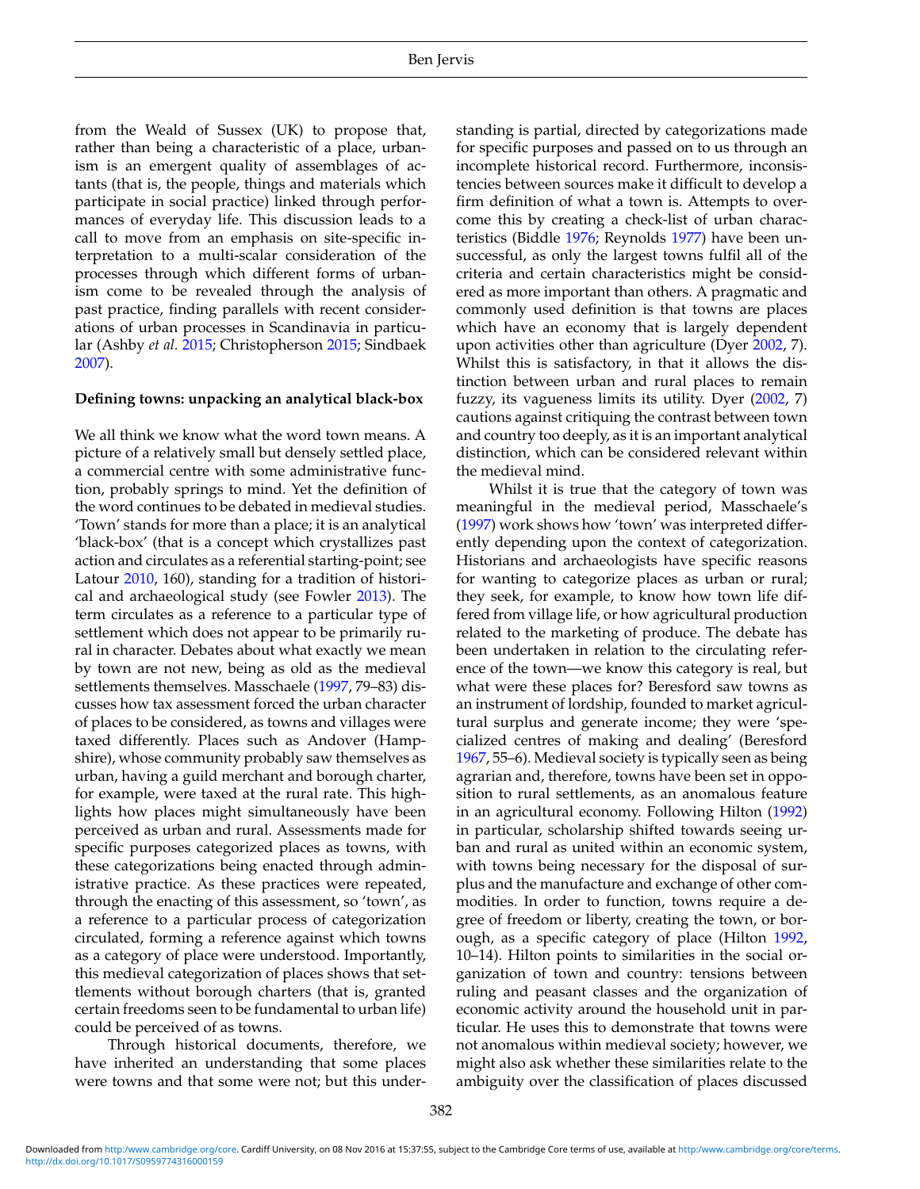from the Weald of Sussex (UK) to propose that, rather than being a characteristic of a place, urbanism is an emergent quality of assemblages of actants (that is, the people, things and materials which participate in social practice) linked through performances of everyday life. This discussion leads to a call to move from an emphasis on site-specific interpretation to a multi-scalar consideration of the processes through which different forms of urbanism come to be revealed through the analysis of past practice, finding parallels with recent considerations of urban processes in Scandinavia in particular (Ashby *et al.* 2015; Christopherson 2015; Sindbaek 2007).

**Defining towns: unpacking an analytical black-box**

We all think we know what the word town means. A picture of a relatively small but densely settled place, a commercial centre with some administrative function, probably springs to mind. Yet the definition of the word continues to be debated in medieval studies. 'Town' stands for more than a place; it is an analytical 'black-box' (that is a concept which crystallizes past action and circulates as a referential starting-point; see Latour 2010, 160), standing for a tradition of historical and archaeological study (see Fowler 2013). The term circulates as a reference to a particular type of settlement which does not appear to be primarily rural in character. Debates about what exactly we mean by town are not new, being as old as the medieval settlements themselves. Masschaele (1997, 79–83) discusses how tax assessment forced the urban character of places to be considered, as towns and villages were taxed differently. Places such as Andover (Hampshire), whose community probably saw themselves as urban, having a guild merchant and borough charter, for example, were taxed at the rural rate. This highlights how places might simultaneously have been perceived as urban and rural. Assessments made for specific purposes categorized places as towns, with these categorizations being enacted through administrative practice. As these practices were repeated, through the enacting of this assessment, so 'town', as a reference to a particular process of categorization circulated, forming a reference against which towns as a category of place were understood. Importantly, this medieval categorization of places shows that settlements without borough charters (that is, granted certain freedoms seen to be fundamental to urban life) could be perceived of as towns.

Through historical documents, therefore, we have inherited an understanding that some places were towns and that some were not; but this understanding is partial, directed by categorizations made for specific purposes and passed on to us through an incomplete historical record. Furthermore, inconsistencies between sources make it difficult to develop a firm definition of what a town is. Attempts to overcome this by creating a check-list of urban characteristics (Biddle 1976; Reynolds 1977) have been unsuccessful, as only the largest towns fulfil all of the criteria and certain characteristics might be considered as more important than others. A pragmatic and commonly used definition is that towns are places which have an economy that is largely dependent upon activities other than agriculture (Dyer 2002, 7). Whilst this is satisfactory, in that it allows the distinction between urban and rural places to remain fuzzy, its vagueness limits its utility. Dyer (2002, 7) cautions against critiquing the contrast between town and country too deeply, as it is an important analytical distinction, which can be considered relevant within the medieval mind.

Whilst it is true that the category of town was meaningful in the medieval period, Masschaele's (1997) work shows how 'town' was interpreted differently depending upon the context of categorization. Historians and archaeologists have specific reasons for wanting to categorize places as urban or rural; they seek, for example, to know how town life differed from village life, or how agricultural production related to the marketing of produce. The debate has been undertaken in relation to the circulating reference of the town—we know this category is real, but what were these places for? Beresford saw towns as an instrument of lordship, founded to market agricultural surplus and generate income; they were 'specialized centres of making and dealing' (Beresford 1967, 55–6). Medieval society is typically seen as being agrarian and, therefore, towns have been set in opposition to rural settlements, as an anomalous feature in an agricultural economy. Following Hilton (1992) in particular, scholarship shifted towards seeing urban and rural as united within an economic system, with towns being necessary for the disposal of surplus and the manufacture and exchange of other commodities. In order to function, towns require a degree of freedom or liberty, creating the town, or borough, as a specific category of place (Hilton 1992, 10–14). Hilton points to similarities in the social organization of town and country: tensions between ruling and peasant classes and the organization of economic activity around the household unit in particular. He uses this to demonstrate that towns were not anomalous within medieval society; however, we might also ask whether these similarities relate to the ambiguity over the classification of places discussed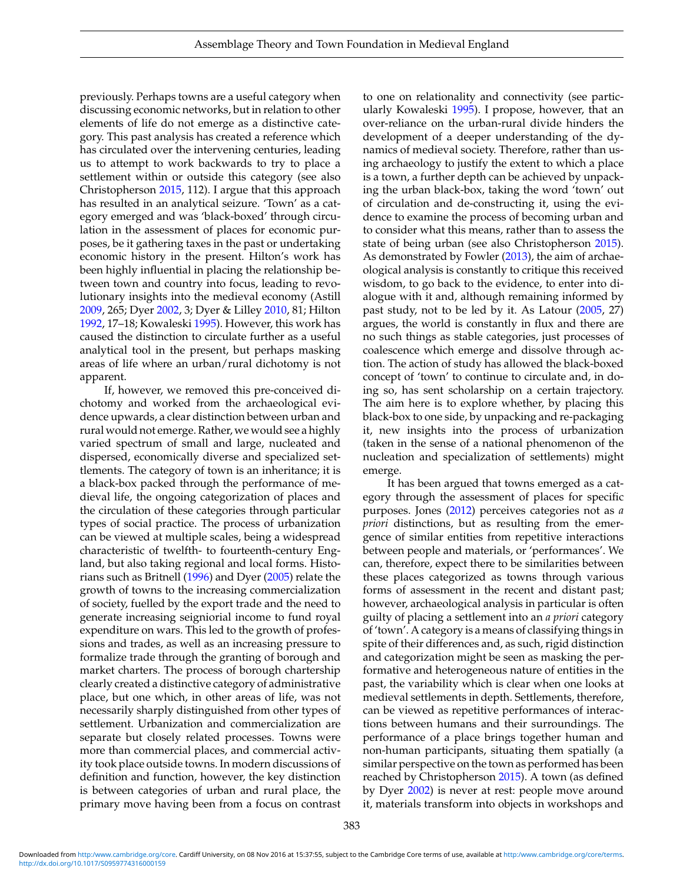previously. Perhaps towns are a useful category when discussing economic networks, but in relation to other elements of life do not emerge as a distinctive category. This past analysis has created a reference which has circulated over the intervening centuries, leading us to attempt to work backwards to try to place a settlement within or outside this category (see also Christopherson 2015, 112). I argue that this approach has resulted in an analytical seizure. 'Town' as a category emerged and was 'black-boxed' through circulation in the assessment of places for economic purposes, be it gathering taxes in the past or undertaking economic history in the present. Hilton's work has been highly influential in placing the relationship between town and country into focus, leading to revolutionary insights into the medieval economy (Astill 2009, 265; Dyer 2002, 3; Dyer & Lilley 2010, 81; Hilton 1992, 17–18; Kowaleski 1995). However, this work has caused the distinction to circulate further as a useful analytical tool in the present, but perhaps masking areas of life where an urban/rural dichotomy is not apparent.

If, however, we removed this pre-conceived dichotomy and worked from the archaeological evidence upwards, a clear distinction between urban and rural would not emerge. Rather, we would see a highly varied spectrum of small and large, nucleated and dispersed, economically diverse and specialized settlements. The category of town is an inheritance; it is a black-box packed through the performance of medieval life, the ongoing categorization of places and the circulation of these categories through particular types of social practice. The process of urbanization can be viewed at multiple scales, being a widespread characteristic of twelfth- to fourteenth-century England, but also taking regional and local forms. Historians such as Britnell (1996) and Dyer (2005) relate the growth of towns to the increasing commercialization of society, fuelled by the export trade and the need to generate increasing seigniorial income to fund royal expenditure on wars. This led to the growth of professions and trades, as well as an increasing pressure to formalize trade through the granting of borough and market charters. The process of borough chartership clearly created a distinctive category of administrative place, but one which, in other areas of life, was not necessarily sharply distinguished from other types of settlement. Urbanization and commercialization are separate but closely related processes. Towns were more than commercial places, and commercial activity took place outside towns. In modern discussions of definition and function, however, the key distinction is between categories of urban and rural place, the primary move having been from a focus on contrast to one on relationality and connectivity (see particularly Kowaleski 1995). I propose, however, that an over-reliance on the urban-rural divide hinders the development of a deeper understanding of the dynamics of medieval society. Therefore, rather than using archaeology to justify the extent to which a place is a town, a further depth can be achieved by unpacking the urban black-box, taking the word 'town' out of circulation and de-constructing it, using the evidence to examine the process of becoming urban and to consider what this means, rather than to assess the state of being urban (see also Christopherson 2015). As demonstrated by Fowler (2013), the aim of archaeological analysis is constantly to critique this received wisdom, to go back to the evidence, to enter into dialogue with it and, although remaining informed by past study, not to be led by it. As Latour (2005, 27) argues, the world is constantly in flux and there are no such things as stable categories, just processes of coalescence which emerge and dissolve through action. The action of study has allowed the black-boxed concept of 'town' to continue to circulate and, in doing so, has sent scholarship on a certain trajectory. The aim here is to explore whether, by placing this black-box to one side, by unpacking and re-packaging it, new insights into the process of urbanization (taken in the sense of a national phenomenon of the nucleation and specialization of settlements) might emerge.

It has been argued that towns emerged as a category through the assessment of places for specific purposes. Jones (2012) perceives categories not as *a priori* distinctions, but as resulting from the emergence of similar entities from repetitive interactions between people and materials, or 'performances'. We can, therefore, expect there to be similarities between these places categorized as towns through various forms of assessment in the recent and distant past; however, archaeological analysis in particular is often guilty of placing a settlement into an *a priori* category of 'town'. A category is a means of classifying things in spite of their differences and, as such, rigid distinction and categorization might be seen as masking the performative and heterogeneous nature of entities in the past, the variability which is clear when one looks at medieval settlements in depth. Settlements, therefore, can be viewed as repetitive performances of interactions between humans and their surroundings. The performance of a place brings together human and non-human participants, situating them spatially (a similar perspective on the town as performed has been reached by Christopherson 2015). A town (as defined by Dyer 2002) is never at rest: people move around it, materials transform into objects in workshops and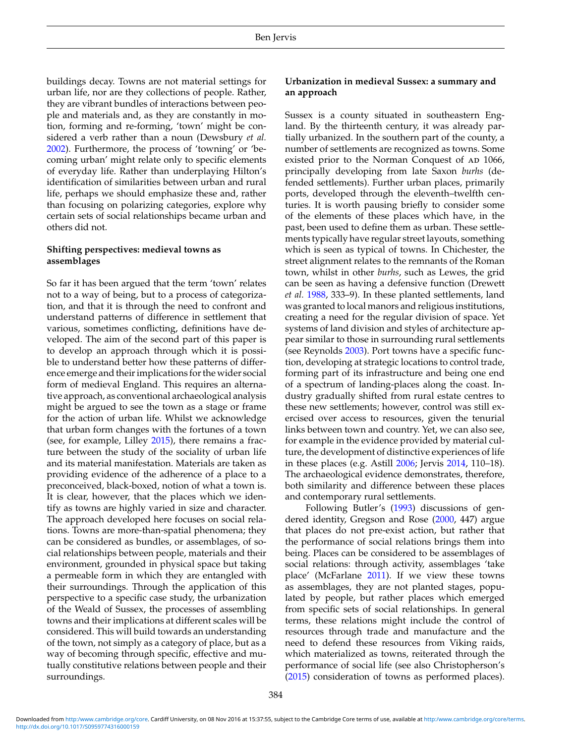buildings decay. Towns are not material settings for urban life, nor are they collections of people. Rather, they are vibrant bundles of interactions between people and materials and, as they are constantly in motion, forming and re-forming, 'town' might be considered a verb rather than a noun (Dewsbury *et al.* 2002). Furthermore, the process of 'towning' or 'becoming urban' might relate only to specific elements of everyday life. Rather than underplaying Hilton's identification of similarities between urban and rural life, perhaps we should emphasize these and, rather than focusing on polarizing categories, explore why certain sets of social relationships became urban and others did not.

### Shifting perspectives: medieval towns as assemblages

So far it has been argued that the term 'town' relates not to a way of being, but to a process of categorization, and that it is through the need to confront and understand patterns of difference in settlement that various, sometimes conflicting, definitions have developed. The aim of the second part of this paper is to develop an approach through which it is possible to understand better how these patterns of difference emerge and their implications for the wider social form of medieval England. This requires an alternative approach, as conventional archaeological analysis might be argued to see the town as a stage or frame for the action of urban life. Whilst we acknowledge that urban form changes with the fortunes of a town (see, for example, Lilley 2015), there remains a fracture between the study of the sociality of urban life and its material manifestation. Materials are taken as providing evidence of the adherence of a place to a preconceived, black-boxed, notion of what a town is. It is clear, however, that the places which we identify as towns are highly varied in size and character. The approach developed here focuses on social relations. Towns are more-than-spatial phenomena; they can be considered as bundles, or assemblages, of social relationships between people, materials and their environment, grounded in physical space but taking a permeable form in which they are entangled with their surroundings. Through the application of this perspective to a specific case study, the urbanization of the Weald of Sussex, the processes of assembling towns and their implications at different scales will be considered. This will build towards an understanding of the town, not simply as a category of place, but as a way of becoming through specific, effective and mutually constitutive relations between people and their surroundings.

### Urbanization in medieval Sussex: a summary and an approach

Sussex is a county situated in southeastern England. By the thirteenth century, it was already partially urbanized. In the southern part of the county, a number of settlements are recognized as towns. Some existed prior to the Norman Conquest of AD 1066, principally developing from late Saxon *burhs* (defended settlements). Further urban places, primarily ports, developed through the eleventh–twelfth centuries. It is worth pausing briefly to consider some of the elements of these places which have, in the past, been used to define them as urban. These settlements typically have regular street layouts, something which is seen as typical of towns. In Chichester, the street alignment relates to the remnants of the Roman town, whilst in other *burhs*, such as Lewes, the grid can be seen as having a defensive function (Drewett *et al.* 1988, 333–9). In these planted settlements, land was granted to local manors and religious institutions, creating a need for the regular division of space. Yet systems of land division and styles of architecture appear similar to those in surrounding rural settlements (see Reynolds 2003). Port towns have a specific function, developing at strategic locations to control trade, forming part of its infrastructure and being one end of a spectrum of landing-places along the coast. Industry gradually shifted from rural estate centres to these new settlements; however, control was still exercised over access to resources, given the tenurial links between town and country. Yet, we can also see, for example in the evidence provided by material culture, the development of distinctive experiences of life in these places (e.g. Astill 2006; Jervis 2014, 110–18). The archaeological evidence demonstrates, therefore, both similarity and difference between these places and contemporary rural settlements.

Following Butler's (1993) discussions of gendered identity, Gregson and Rose (2000, 447) argue that places do not pre-exist action, but rather that the performance of social relations brings them into being. Places can be considered to be assemblages of social relations: through activity, assemblages 'take place' (McFarlane 2011). If we view these towns as assemblages, they are not planted stages, populated by people, but rather places which emerged from specific sets of social relationships. In general terms, these relations might include the control of resources through trade and manufacture and the need to defend these resources from Viking raids, which materialized as towns, reiterated through the performance of social life (see also Christopherson's (2015) consideration of towns as performed places).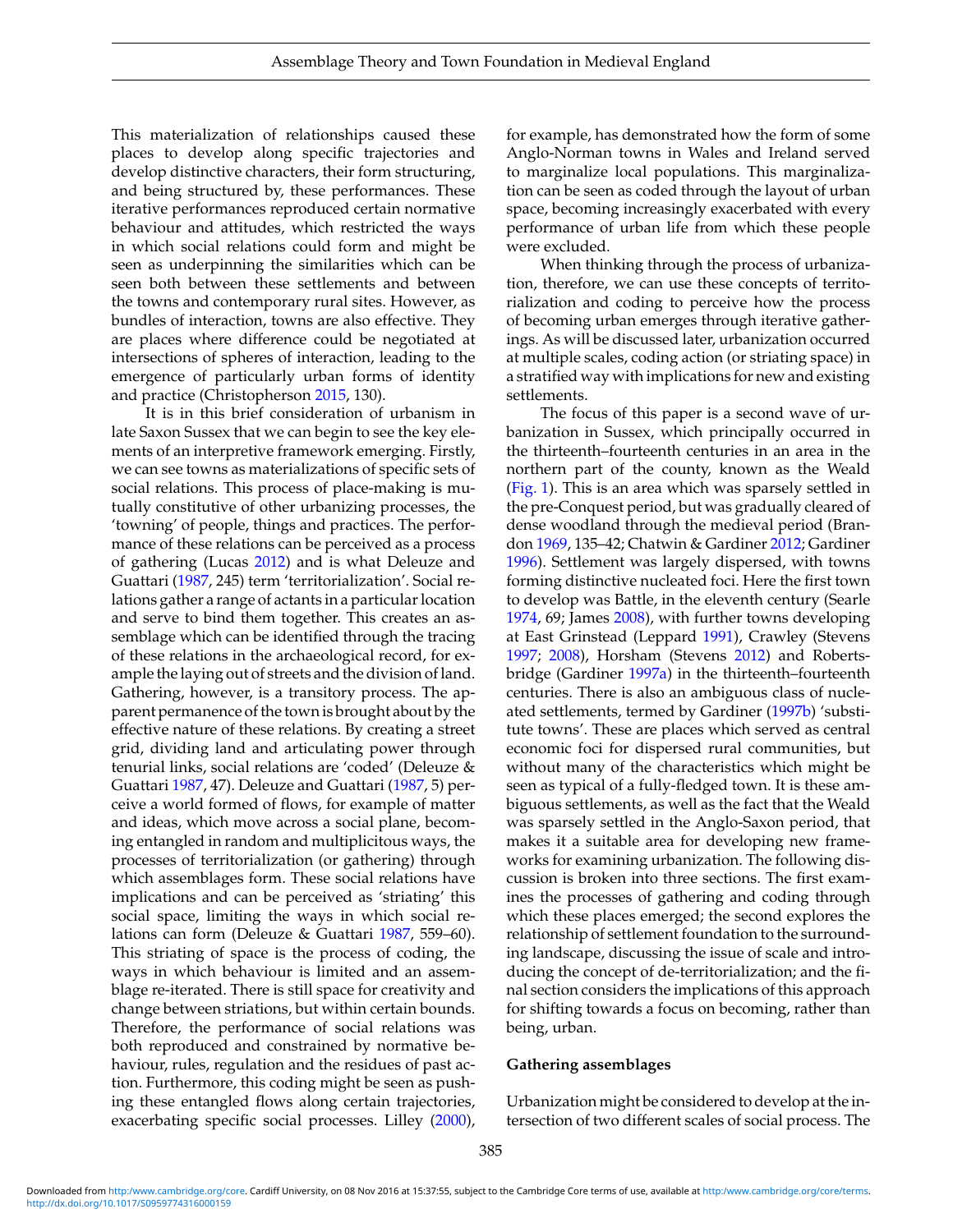This materialization of relationships caused these places to develop along specific trajectories and develop distinctive characters, their form structuring, and being structured by, these performances. These iterative performances reproduced certain normative behaviour and attitudes, which restricted the ways in which social relations could form and might be seen as underpinning the similarities which can be seen both between these settlements and between the towns and contemporary rural sites. However, as bundles of interaction, towns are also effective. They are places where difference could be negotiated at intersections of spheres of interaction, leading to the emergence of particularly urban forms of identity and practice (Christopherson 2015, 130).

It is in this brief consideration of urbanism in late Saxon Sussex that we can begin to see the key elements of an interpretive framework emerging. Firstly, we can see towns as materializations of specific sets of social relations. This process of place-making is mutually constitutive of other urbanizing processes, the 'towning' of people, things and practices. The performance of these relations can be perceived as a process of gathering (Lucas 2012) and is what Deleuze and Guattari (1987, 245) term 'territorialization'. Social relations gather a range of actants in a particular location and serve to bind them together. This creates an assemblage which can be identified through the tracing of these relations in the archaeological record, for example the laying out of streets and the division of land. Gathering, however, is a transitory process. The apparent permanence of the town is brought about by the effective nature of these relations. By creating a street grid, dividing land and articulating power through tenurial links, social relations are 'coded' (Deleuze & Guattari 1987, 47). Deleuze and Guattari (1987, 5) perceive a world formed of flows, for example of matter and ideas, which move across a social plane, becoming entangled in random and multiplicitous ways, the processes of territorialization (or gathering) through which assemblages form. These social relations have implications and can be perceived as 'striating' this social space, limiting the ways in which social relations can form (Deleuze & Guattari 1987, 559–60). This striating of space is the process of coding, the ways in which behaviour is limited and an assemblage re-iterated. There is still space for creativity and change between striations, but within certain bounds. Therefore, the performance of social relations was both reproduced and constrained by normative behaviour, rules, regulation and the residues of past action. Furthermore, this coding might be seen as pushing these entangled flows along certain trajectories, exacerbating specific social processes. Lilley (2000), for example, has demonstrated how the form of some Anglo-Norman towns in Wales and Ireland served to marginalize local populations. This marginalization can be seen as coded through the layout of urban space, becoming increasingly exacerbated with every performance of urban life from which these people were excluded.

When thinking through the process of urbanization, therefore, we can use these concepts of territorialization and coding to perceive how the process of becoming urban emerges through iterative gatherings. As will be discussed later, urbanization occurred at multiple scales, coding action (or striating space) in a stratified way with implications for new and existing settlements.

The focus of this paper is a second wave of urbanization in Sussex, which principally occurred in the thirteenth–fourteenth centuries in an area in the northern part of the county, known as the Weald (Fig. 1). This is an area which was sparsely settled in the pre-Conquest period, but was gradually cleared of dense woodland through the medieval period (Brandon 1969, 135–42; Chatwin & Gardiner 2012; Gardiner 1996). Settlement was largely dispersed, with towns forming distinctive nucleated foci. Here the first town to develop was Battle, in the eleventh century (Searle 1974, 69; James 2008), with further towns developing at East Grinstead (Leppard 1991), Crawley (Stevens 1997; 2008), Horsham (Stevens 2012) and Robertsbridge (Gardiner 1997a) in the thirteenth–fourteenth centuries. There is also an ambiguous class of nucleated settlements, termed by Gardiner (1997b) 'substitute towns'. These are places which served as central economic foci for dispersed rural communities, but without many of the characteristics which might be seen as typical of a fully-fledged town. It is these ambiguous settlements, as well as the fact that the Weald was sparsely settled in the Anglo-Saxon period, that makes it a suitable area for developing new frameworks for examining urbanization. The following discussion is broken into three sections. The first examines the processes of gathering and coding through which these places emerged; the second explores the relationship of settlement foundation to the surrounding landscape, discussing the issue of scale and introducing the concept of de-territorialization; and the final section considers the implications of this approach for shifting towards a focus on becoming, rather than being, urban.

## Gathering assemblages

Urbanization might be considered to develop at the intersection of two different scales of social process. The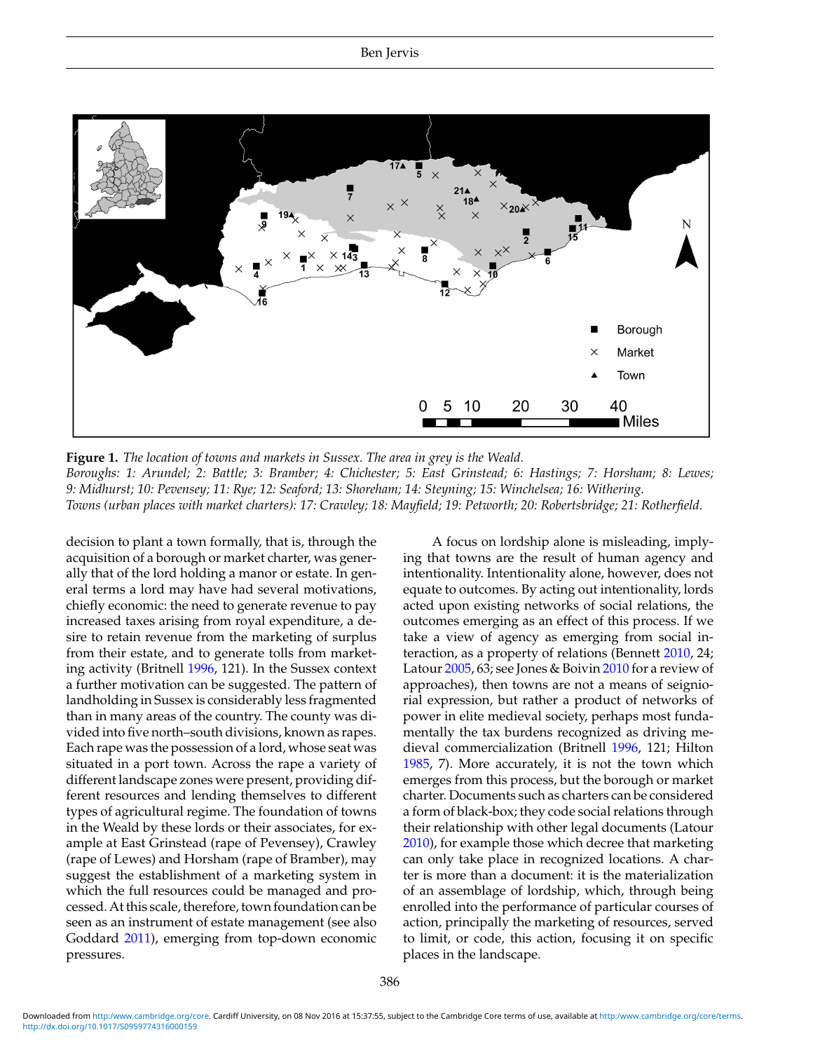**Figure 1.** *The location of towns and markets in Sussex. The area in grey is the Weald.*
*Boroughs: 1: Arundel; 2: Battle; 3: Bramber; 4: Chichester; 5: East Grinstead; 6: Hastings; 7: Horsham; 8: Lewes; 9: Midhurst; 10: Pevensey; 11: Rye; 12: Seaford; 13: Shoreham; 14: Steyning; 15: Winchelsea; 16: Withering.*
*Towns (urban places with market charters): 17: Crawley; 18: Mayfield; 19: Petworth; 20: Robertsbridge; 21: Rotherfield.*

decision to plant a town formally, that is, through the acquisition of a borough or market charter, was generally that of the lord holding a manor or estate. In general terms a lord may have had several motivations, chiefly economic: the need to generate revenue to pay increased taxes arising from royal expenditure, a desire to retain revenue from the marketing of surplus from their estate, and to generate tolls from marketing activity (Britnell 1996, 121). In the Sussex context a further motivation can be suggested. The pattern of landholding in Sussex is considerably less fragmented than in many areas of the country. The county was divided into five north–south divisions, known as rapes. Each rape was the possession of a lord, whose seat was situated in a port town. Across the rape a variety of different landscape zones were present, providing different resources and lending themselves to different types of agricultural regime. The foundation of towns in the Weald by these lords or their associates, for example at East Grinstead (rape of Pevensey), Crawley (rape of Lewes) and Horsham (rape of Bramber), may suggest the establishment of a marketing system in which the full resources could be managed and processed. At this scale, therefore, town foundation can be seen as an instrument of estate management (see also Goddard 2011), emerging from top-down economic pressures.

A focus on lordship alone is misleading, implying that towns are the result of human agency and intentionality. Intentionality alone, however, does not equate to outcomes. By acting out intentionality, lords acted upon existing networks of social relations, the outcomes emerging as an effect of this process. If we take a view of agency as emerging from social interaction, as a property of relations (Bennett 2010, 24; Latour 2005, 63; see Jones & Boivin 2010 for a review of approaches), then towns are not a means of seigniorial expression, but rather a product of networks of power in elite medieval society, perhaps most fundamentally the tax burdens recognized as driving medieval commercialization (Britnell 1996, 121; Hilton 1985, 7). More accurately, it is not the town which emerges from this process, but the borough or market charter. Documents such as charters can be considered a form of black-box; they code social relations through their relationship with other legal documents (Latour 2010), for example those which decree that marketing can only take place in recognized locations. A charter is more than a document: it is the materialization of an assemblage of lordship, which, through being enrolled into the performance of particular courses of action, principally the marketing of resources, served to limit, or code, this action, focusing it on specific places in the landscape.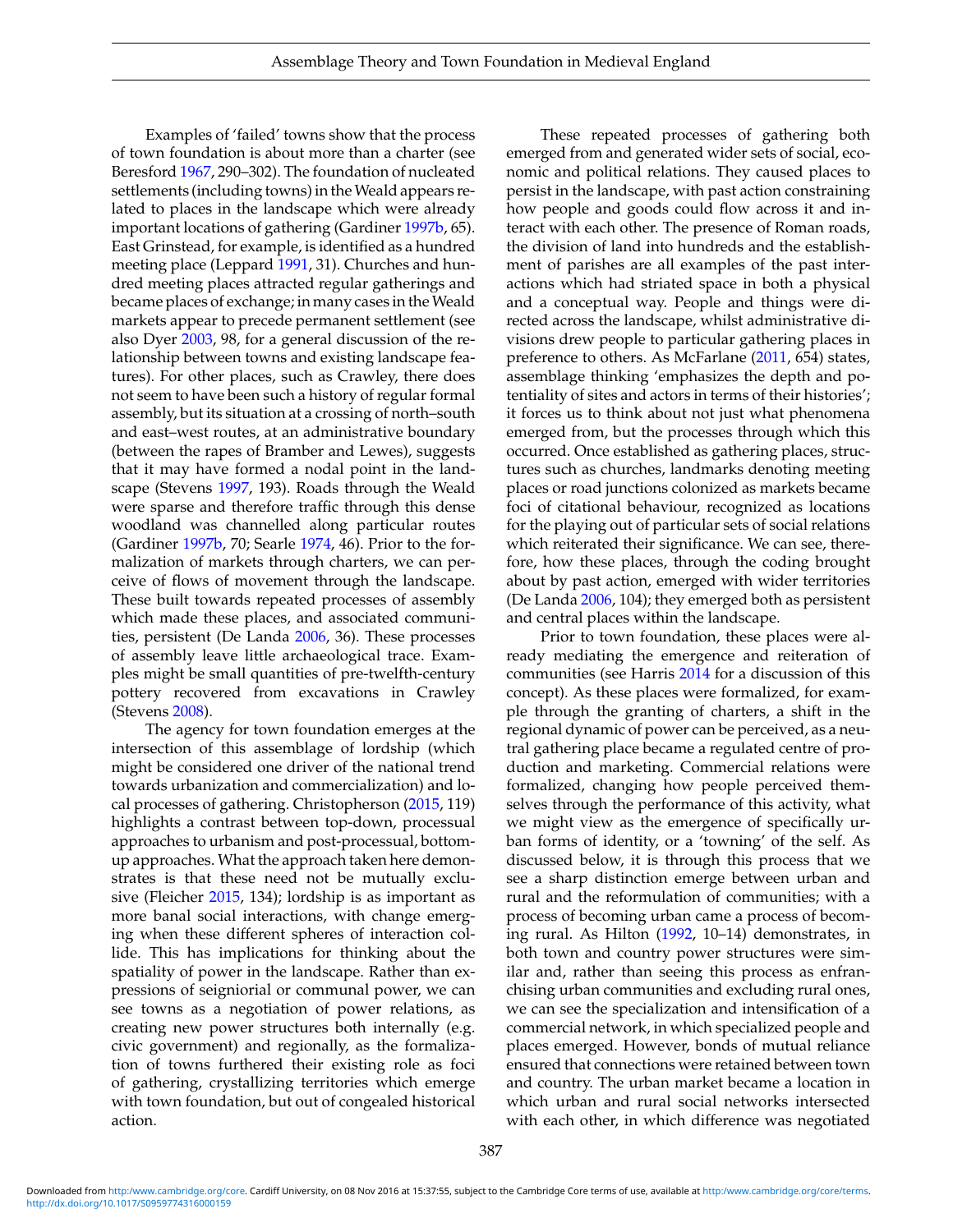Examples of 'failed' towns show that the process of town foundation is about more than a charter (see Beresford 1967, 290–302). The foundation of nucleated settlements (including towns) in the Weald appears related to places in the landscape which were already important locations of gathering (Gardiner 1997b, 65). East Grinstead, for example, is identified as a hundred meeting place (Leppard 1991, 31). Churches and hundred meeting places attracted regular gatherings and became places of exchange; in many cases in the Weald markets appear to precede permanent settlement (see also Dyer 2003, 98, for a general discussion of the relationship between towns and existing landscape features). For other places, such as Crawley, there does not seem to have been such a history of regular formal assembly, but its situation at a crossing of north–south and east–west routes, at an administrative boundary (between the rapes of Bramber and Lewes), suggests that it may have formed a nodal point in the landscape (Stevens 1997, 193). Roads through the Weald were sparse and therefore traffic through this dense woodland was channelled along particular routes (Gardiner 1997b, 70; Searle 1974, 46). Prior to the formalization of markets through charters, we can perceive of flows of movement through the landscape. These built towards repeated processes of assembly which made these places, and associated communities, persistent (De Landa 2006, 36). These processes of assembly leave little archaeological trace. Examples might be small quantities of pre-twelfth-century pottery recovered from excavations in Crawley (Stevens 2008).

The agency for town foundation emerges at the intersection of this assemblage of lordship (which might be considered one driver of the national trend towards urbanization and commercialization) and local processes of gathering. Christopherson (2015, 119) highlights a contrast between top-down, processual approaches to urbanism and post-processual, bottom-up approaches. What the approach taken here demonstrates is that these need not be mutually exclusive (Fleicher 2015, 134); lordship is as important as more banal social interactions, with change emerging when these different spheres of interaction collide. This has implications for thinking about the spatiality of power in the landscape. Rather than expressions of seigniorial or communal power, we can see towns as a negotiation of power relations, as creating new power structures both internally (e.g. civic government) and regionally, as the formalization of towns furthered their existing role as foci of gathering, crystallizing territories which emerge with town foundation, but out of congealed historical action.

These repeated processes of gathering both emerged from and generated wider sets of social, economic and political relations. They caused places to persist in the landscape, with past action constraining how people and goods could flow across it and interact with each other. The presence of Roman roads, the division of land into hundreds and the establishment of parishes are all examples of the past interactions which had striated space in both a physical and a conceptual way. People and things were directed across the landscape, whilst administrative divisions drew people to particular gathering places in preference to others. As McFarlane (2011, 654) states, assemblage thinking 'emphasizes the depth and potentiality of sites and actors in terms of their histories'; it forces us to think about not just what phenomena emerged from, but the processes through which this occurred. Once established as gathering places, structures such as churches, landmarks denoting meeting places or road junctions colonized as markets became foci of citational behaviour, recognized as locations for the playing out of particular sets of social relations which reiterated their significance. We can see, therefore, how these places, through the coding brought about by past action, emerged with wider territories (De Landa 2006, 104); they emerged both as persistent and central places within the landscape.

Prior to town foundation, these places were already mediating the emergence and reiteration of communities (see Harris 2014 for a discussion of this concept). As these places were formalized, for example through the granting of charters, a shift in the regional dynamic of power can be perceived, as a neutral gathering place became a regulated centre of production and marketing. Commercial relations were formalized, changing how people perceived themselves through the performance of this activity, what we might view as the emergence of specifically urban forms of identity, or a 'towning' of the self. As discussed below, it is through this process that we see a sharp distinction emerge between urban and rural and the reformulation of communities; with a process of becoming urban came a process of becoming rural. As Hilton (1992, 10–14) demonstrates, in both town and country power structures were similar and, rather than seeing this process as enfranchising urban communities and excluding rural ones, we can see the specialization and intensification of a commercial network, in which specialized people and places emerged. However, bonds of mutual reliance ensured that connections were retained between town and country. The urban market became a location in which urban and rural social networks intersected with each other, in which difference was negotiated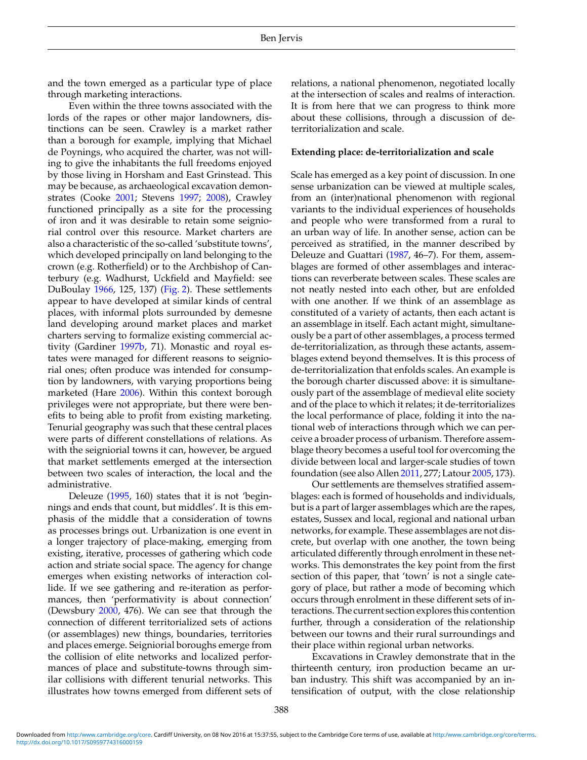and the town emerged as a particular type of place through marketing interactions.

Even within the three towns associated with the lords of the rapes or other major landowners, distinctions can be seen. Crawley is a market rather than a borough for example, implying that Michael de Poynings, who acquired the charter, was not willing to give the inhabitants the full freedoms enjoyed by those living in Horsham and East Grinstead. This may be because, as archaeological excavation demonstrates (Cooke 2001; Stevens 1997; 2008), Crawley functioned principally as a site for the processing of iron and it was desirable to retain some seigniorial control over this resource. Market charters are also a characteristic of the so-called 'substitute towns', which developed principally on land belonging to the crown (e.g. Rotherfield) or to the Archbishop of Canterbury (e.g. Wadhurst, Uckfield and Mayfield: see DuBoulay 1966, 125, 137) (Fig. 2). These settlements appear to have developed at similar kinds of central places, with informal plots surrounded by demesne land developing around market places and market charters serving to formalize existing commercial activity (Gardiner 1997b, 71). Monastic and royal estates were managed for different reasons to seigniorial ones; often produce was intended for consumption by landowners, with varying proportions being marketed (Hare 2006). Within this context borough privileges were not appropriate, but there were benefits to being able to profit from existing marketing. Tenurial geography was such that these central places were parts of different constellations of relations. As with the seigniorial towns it can, however, be argued that market settlements emerged at the intersection between two scales of interaction, the local and the administrative.

Deleuze (1995, 160) states that it is not 'beginnings and ends that count, but middles'. It is this emphasis of the middle that a consideration of towns as processes brings out. Urbanization is one event in a longer trajectory of place-making, emerging from existing, iterative, processes of gathering which code action and striate social space. The agency for change emerges when existing networks of interaction collide. If we see gathering and re-iteration as performances, then 'performativity is about connection' (Dewsbury 2000, 476). We can see that through the connection of different territorialized sets of actions (or assemblages) new things, boundaries, territories and places emerge. Seigniorial boroughs emerge from the collision of elite networks and localized performances of place and substitute-towns through similar collisions with different tenurial networks. This illustrates how towns emerged from different sets of relations, a national phenomenon, negotiated locally at the intersection of scales and realms of interaction. It is from here that we can progress to think more about these collisions, through a discussion of de-territorialization and scale.

**Extending place: de-territorialization and scale**

Scale has emerged as a key point of discussion. In one sense urbanization can be viewed at multiple scales, from an (inter)national phenomenon with regional variants to the individual experiences of households and people who were transformed from a rural to an urban way of life. In another sense, action can be perceived as stratified, in the manner described by Deleuze and Guattari (1987, 46–7). For them, assemblages are formed of other assemblages and interactions can reverberate between scales. These scales are not neatly nested into each other, but are enfolded with one another. If we think of an assemblage as constituted of a variety of actants, then each actant is an assemblage in itself. Each actant might, simultaneously be a part of other assemblages, a process termed de-territorialization, as through these actants, assemblages extend beyond themselves. It is this process of de-territorialization that enfolds scales. An example is the borough charter discussed above: it is simultaneously part of the assemblage of medieval elite society and of the place to which it relates; it de-territorializes the local performance of place, folding it into the national web of interactions through which we can perceive a broader process of urbanism. Therefore assemblage theory becomes a useful tool for overcoming the divide between local and larger-scale studies of town foundation (see also Allen 2011, 277; Latour 2005, 173).

Our settlements are themselves stratified assemblages: each is formed of households and individuals, but is a part of larger assemblages which are the rapes, estates, Sussex and local, regional and national urban networks, for example. These assemblages are not discrete, but overlap with one another, the town being articulated differently through enrolment in these networks. This demonstrates the key point from the first section of this paper, that 'town' is not a single category of place, but rather a mode of becoming which occurs through enrolment in these different sets of interactions. The current section explores this contention further, through a consideration of the relationship between our towns and their rural surroundings and their place within regional urban networks.

Excavations in Crawley demonstrate that in the thirteenth century, iron production became an urban industry. This shift was accompanied by an intensification of output, with the close relationship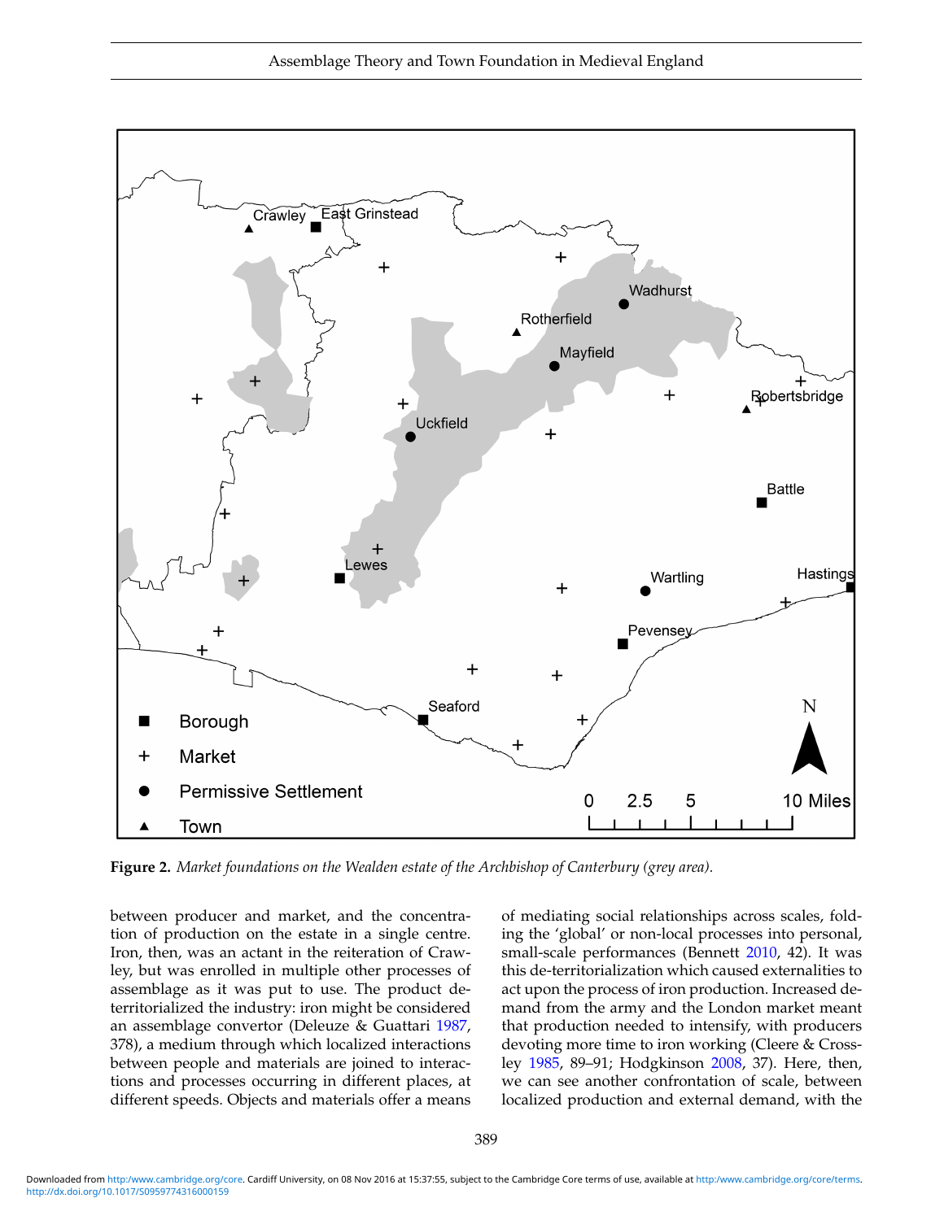**Figure 2.** *Market foundations on the Wealden estate of the Archbishop of Canterbury (grey area).*

between producer and market, and the concentration of production on the estate in a single centre. Iron, then, was an actant in the reiteration of Crawley, but was enrolled in multiple other processes of assemblage as it was put to use. The product de-territorialized the industry: iron might be considered an assemblage convertor (Deleuze & Guattari 1987, 378), a medium through which localized interactions between people and materials are joined to interactions and processes occurring in different places, at different speeds. Objects and materials offer a means of mediating social relationships across scales, folding the 'global' or non-local processes into personal, small-scale performances (Bennett 2010, 42). It was this de-territorialization which caused externalities to act upon the process of iron production. Increased demand from the army and the London market meant that production needed to intensify, with producers devoting more time to iron working (Cleere & Crossley 1985, 89–91; Hodgkinson 2008, 37). Here, then, we can see another confrontation of scale, between localized production and external demand, with the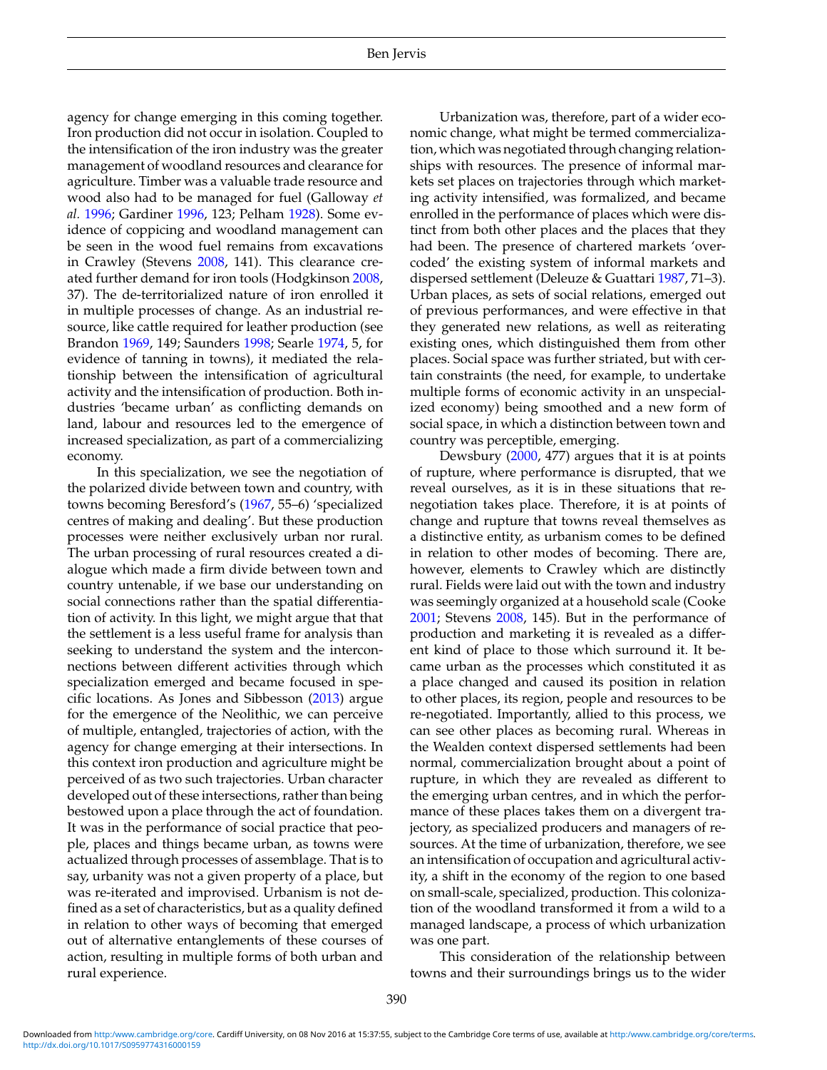agency for change emerging in this coming together. Iron production did not occur in isolation. Coupled to the intensification of the iron industry was the greater management of woodland resources and clearance for agriculture. Timber was a valuable trade resource and wood also had to be managed for fuel (Galloway *et al.* 1996; Gardiner 1996, 123; Pelham 1928). Some evidence of coppicing and woodland management can be seen in the wood fuel remains from excavations in Crawley (Stevens 2008, 141). This clearance created further demand for iron tools (Hodgkinson 2008, 37). The de-territorialized nature of iron enrolled it in multiple processes of change. As an industrial resource, like cattle required for leather production (see Brandon 1969, 149; Saunders 1998; Searle 1974, 5, for evidence of tanning in towns), it mediated the relationship between the intensification of agricultural activity and the intensification of production. Both industries 'became urban' as conflicting demands on land, labour and resources led to the emergence of increased specialization, as part of a commercializing economy.

In this specialization, we see the negotiation of the polarized divide between town and country, with towns becoming Beresford's (1967, 55–6) 'specialized centres of making and dealing'. But these production processes were neither exclusively urban nor rural. The urban processing of rural resources created a dialogue which made a firm divide between town and country untenable, if we base our understanding on social connections rather than the spatial differentiation of activity. In this light, we might argue that that the settlement is a less useful frame for analysis than seeking to understand the system and the interconnections between different activities through which specialization emerged and became focused in specific locations. As Jones and Sibbesson (2013) argue for the emergence of the Neolithic, we can perceive of multiple, entangled, trajectories of action, with the agency for change emerging at their intersections. In this context iron production and agriculture might be perceived of as two such trajectories. Urban character developed out of these intersections, rather than being bestowed upon a place through the act of foundation. It was in the performance of social practice that people, places and things became urban, as towns were actualized through processes of assemblage. That is to say, urbanity was not a given property of a place, but was re-iterated and improvised. Urbanism is not defined as a set of characteristics, but as a quality defined in relation to other ways of becoming that emerged out of alternative entanglements of these courses of action, resulting in multiple forms of both urban and rural experience.

Urbanization was, therefore, part of a wider economic change, what might be termed commercialization, which was negotiated through changing relationships with resources. The presence of informal markets set places on trajectories through which marketing activity intensified, was formalized, and became enrolled in the performance of places which were distinct from both other places and the places that they had been. The presence of chartered markets 'overcoded' the existing system of informal markets and dispersed settlement (Deleuze & Guattari 1987, 71–3). Urban places, as sets of social relations, emerged out of previous performances, and were effective in that they generated new relations, as well as reiterating existing ones, which distinguished them from other places. Social space was further striated, but with certain constraints (the need, for example, to undertake multiple forms of economic activity in an unspecialized economy) being smoothed and a new form of social space, in which a distinction between town and country was perceptible, emerging.

Dewsbury (2000, 477) argues that it is at points of rupture, where performance is disrupted, that we reveal ourselves, as it is in these situations that renegotiation takes place. Therefore, it is at points of change and rupture that towns reveal themselves as a distinctive entity, as urbanism comes to be defined in relation to other modes of becoming. There are, however, elements to Crawley which are distinctly rural. Fields were laid out with the town and industry was seemingly organized at a household scale (Cooke 2001; Stevens 2008, 145). But in the performance of production and marketing it is revealed as a different kind of place to those which surround it. It became urban as the processes which constituted it as a place changed and caused its position in relation to other places, its region, people and resources to be re-negotiated. Importantly, allied to this process, we can see other places as becoming rural. Whereas in the Wealden context dispersed settlements had been normal, commercialization brought about a point of rupture, in which they are revealed as different to the emerging urban centres, and in which the performance of these places takes them on a divergent trajectory, as specialized producers and managers of resources. At the time of urbanization, therefore, we see an intensification of occupation and agricultural activity, a shift in the economy of the region to one based on small-scale, specialized, production. This colonization of the woodland transformed it from a wild to a managed landscape, a process of which urbanization was one part.

This consideration of the relationship between towns and their surroundings brings us to the wider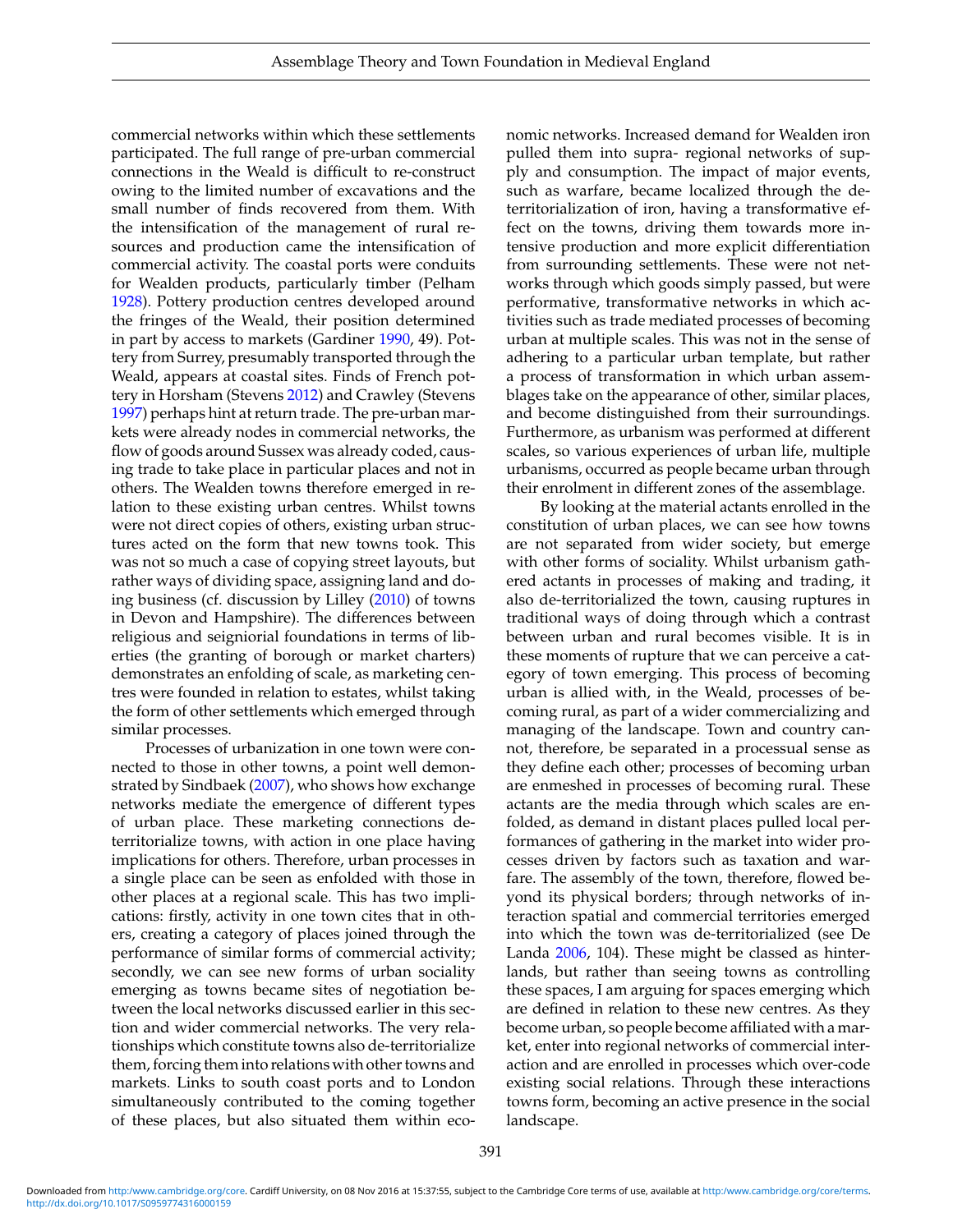commercial networks within which these settlements participated. The full range of pre-urban commercial connections in the Weald is difficult to re-construct owing to the limited number of excavations and the small number of finds recovered from them. With the intensification of the management of rural resources and production came the intensification of commercial activity. The coastal ports were conduits for Wealden products, particularly timber (Pelham 1928). Pottery production centres developed around the fringes of the Weald, their position determined in part by access to markets (Gardiner 1990, 49). Pottery from Surrey, presumably transported through the Weald, appears at coastal sites. Finds of French pottery in Horsham (Stevens 2012) and Crawley (Stevens 1997) perhaps hint at return trade. The pre-urban markets were already nodes in commercial networks, the flow of goods around Sussex was already coded, causing trade to take place in particular places and not in others. The Wealden towns therefore emerged in relation to these existing urban centres. Whilst towns were not direct copies of others, existing urban structures acted on the form that new towns took. This was not so much a case of copying street layouts, but rather ways of dividing space, assigning land and doing business (cf. discussion by Lilley (2010) of towns in Devon and Hampshire). The differences between religious and seigniorial foundations in terms of liberties (the granting of borough or market charters) demonstrates an enfolding of scale, as marketing centres were founded in relation to estates, whilst taking the form of other settlements which emerged through similar processes.

Processes of urbanization in one town were connected to those in other towns, a point well demonstrated by Sindbaek (2007), who shows how exchange networks mediate the emergence of different types of urban place. These marketing connections deterritorialize towns, with action in one place having implications for others. Therefore, urban processes in a single place can be seen as enfolded with those in other places at a regional scale. This has two implications: firstly, activity in one town cites that in others, creating a category of places joined through the performance of similar forms of commercial activity; secondly, we can see new forms of urban sociality emerging as towns became sites of negotiation between the local networks discussed earlier in this section and wider commercial networks. The very relationships which constitute towns also de-territorialize them, forcing them into relations with other towns and markets. Links to south coast ports and to London simultaneously contributed to the coming together of these places, but also situated them within economic networks. Increased demand for Wealden iron pulled them into supra- regional networks of supply and consumption. The impact of major events, such as warfare, became localized through the deterritorialization of iron, having a transformative effect on the towns, driving them towards more intensive production and more explicit differentiation from surrounding settlements. These were not networks through which goods simply passed, but were performative, transformative networks in which activities such as trade mediated processes of becoming urban at multiple scales. This was not in the sense of adhering to a particular urban template, but rather a process of transformation in which urban assemblages take on the appearance of other, similar places, and become distinguished from their surroundings. Furthermore, as urbanism was performed at different scales, so various experiences of urban life, multiple urbanisms, occurred as people became urban through their enrolment in different zones of the assemblage.

By looking at the material actants enrolled in the constitution of urban places, we can see how towns are not separated from wider society, but emerge with other forms of sociality. Whilst urbanism gathered actants in processes of making and trading, it also de-territorialized the town, causing ruptures in traditional ways of doing through which a contrast between urban and rural becomes visible. It is in these moments of rupture that we can perceive a category of town emerging. This process of becoming urban is allied with, in the Weald, processes of becoming rural, as part of a wider commercializing and managing of the landscape. Town and country cannot, therefore, be separated in a processual sense as they define each other; processes of becoming urban are enmeshed in processes of becoming rural. These actants are the media through which scales are enfolded, as demand in distant places pulled local performances of gathering in the market into wider processes driven by factors such as taxation and warfare. The assembly of the town, therefore, flowed beyond its physical borders; through networks of interaction spatial and commercial territories emerged into which the town was de-territorialized (see De Landa 2006, 104). These might be classed as hinterlands, but rather than seeing towns as controlling these spaces, I am arguing for spaces emerging which are defined in relation to these new centres. As they become urban, so people become affiliated with a market, enter into regional networks of commercial interaction and are enrolled in processes which over-code existing social relations. Through these interactions towns form, becoming an active presence in the social landscape.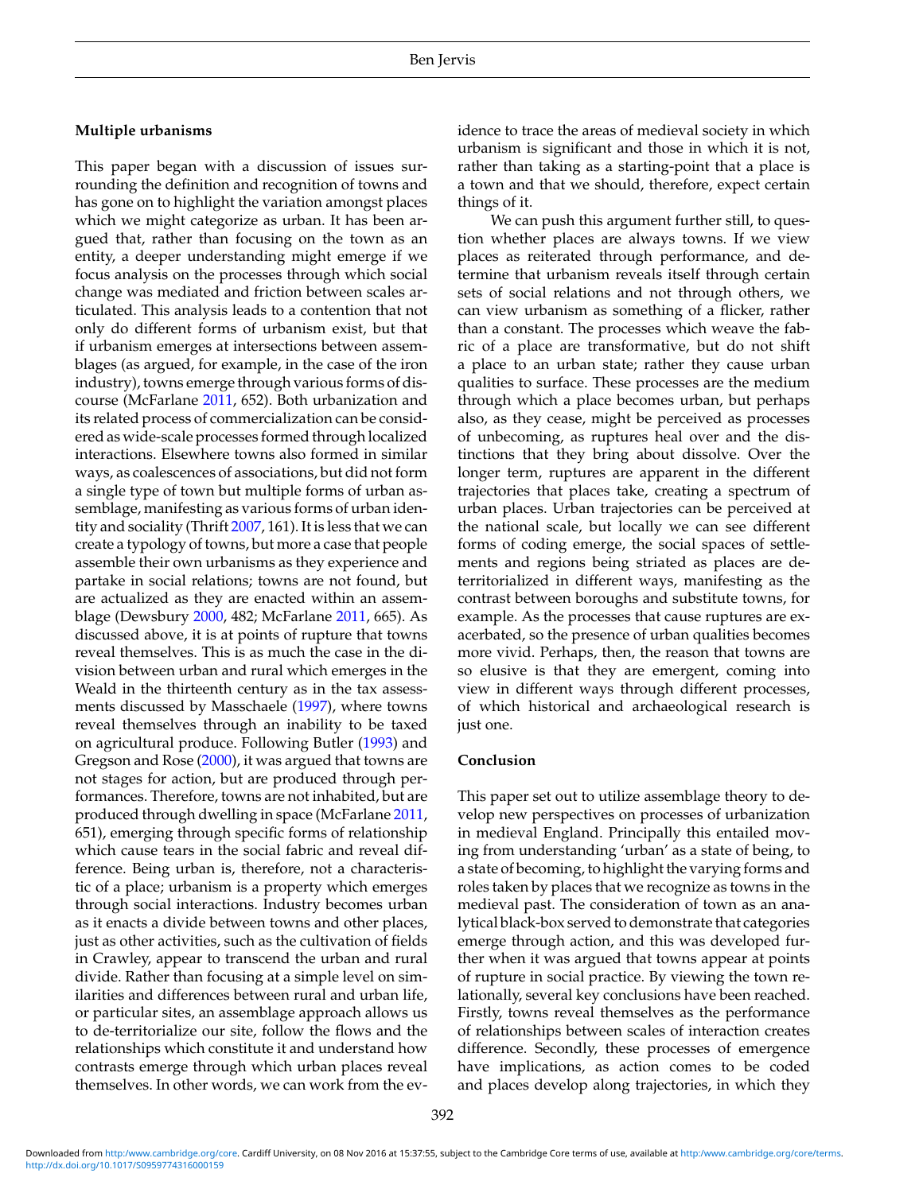### Multiple urbanisms

This paper began with a discussion of issues surrounding the definition and recognition of towns and has gone on to highlight the variation amongst places which we might categorize as urban. It has been argued that, rather than focusing on the town as an entity, a deeper understanding might emerge if we focus analysis on the processes through which social change was mediated and friction between scales articulated. This analysis leads to a contention that not only do different forms of urbanism exist, but that if urbanism emerges at intersections between assemblages (as argued, for example, in the case of the iron industry), towns emerge through various forms of discourse (McFarlane 2011, 652). Both urbanization and its related process of commercialization can be considered as wide-scale processes formed through localized interactions. Elsewhere towns also formed in similar ways, as coalescences of associations, but did not form a single type of town but multiple forms of urban assemblage, manifesting as various forms of urban identity and sociality (Thrift 2007, 161). It is less that we can create a typology of towns, but more a case that people assemble their own urbanisms as they experience and partake in social relations; towns are not found, but are actualized as they are enacted within an assemblage (Dewsbury 2000, 482; McFarlane 2011, 665). As discussed above, it is at points of rupture that towns reveal themselves. This is as much the case in the division between urban and rural which emerges in the Weald in the thirteenth century as in the tax assessments discussed by Masschaele (1997), where towns reveal themselves through an inability to be taxed on agricultural produce. Following Butler (1993) and Gregson and Rose (2000), it was argued that towns are not stages for action, but are produced through performances. Therefore, towns are not inhabited, but are produced through dwelling in space (McFarlane 2011, 651), emerging through specific forms of relationship which cause tears in the social fabric and reveal difference. Being urban is, therefore, not a characteristic of a place; urbanism is a property which emerges through social interactions. Industry becomes urban as it enacts a divide between towns and other places, just as other activities, such as the cultivation of fields in Crawley, appear to transcend the urban and rural divide. Rather than focusing at a simple level on similarities and differences between rural and urban life, or particular sites, an assemblage approach allows us to de-territorialize our site, follow the flows and the relationships which constitute it and understand how contrasts emerge through which urban places reveal themselves. In other words, we can work from the evidence to trace the areas of medieval society in which urbanism is significant and those in which it is not, rather than taking as a starting-point that a place is a town and that we should, therefore, expect certain things of it.

We can push this argument further still, to question whether places are always towns. If we view places as reiterated through performance, and determine that urbanism reveals itself through certain sets of social relations and not through others, we can view urbanism as something of a flicker, rather than a constant. The processes which weave the fabric of a place are transformative, but do not shift a place to an urban state; rather they cause urban qualities to surface. These processes are the medium through which a place becomes urban, but perhaps also, as they cease, might be perceived as processes of unbecoming, as ruptures heal over and the distinctions that they bring about dissolve. Over the longer term, ruptures are apparent in the different trajectories that places take, creating a spectrum of urban places. Urban trajectories can be perceived at the national scale, but locally we can see different forms of coding emerge, the social spaces of settlements and regions being striated as places are deterritorialized in different ways, manifesting as the contrast between boroughs and substitute towns, for example. As the processes that cause ruptures are exacerbated, so the presence of urban qualities becomes more vivid. Perhaps, then, the reason that towns are so elusive is that they are emergent, coming into view in different ways through different processes, of which historical and archaeological research is just one.

### Conclusion

This paper set out to utilize assemblage theory to develop new perspectives on processes of urbanization in medieval England. Principally this entailed moving from understanding 'urban' as a state of being, to a state of becoming, to highlight the varying forms and roles taken by places that we recognize as towns in the medieval past. The consideration of town as an analytical black-box served to demonstrate that categories emerge through action, and this was developed further when it was argued that towns appear at points of rupture in social practice. By viewing the town relationally, several key conclusions have been reached. Firstly, towns reveal themselves as the performance of relationships between scales of interaction creates difference. Secondly, these processes of emergence have implications, as action comes to be coded and places develop along trajectories, in which they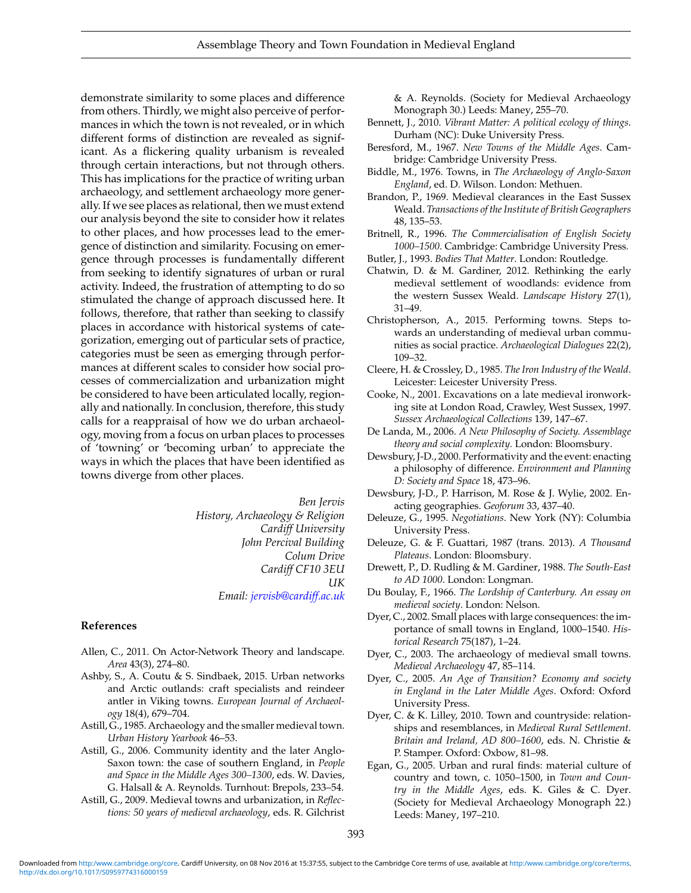demonstrate similarity to some places and difference from others. Thirdly, we might also perceive of performances in which the town is not revealed, or in which different forms of distinction are revealed as significant. As a flickering quality urbanism is revealed through certain interactions, but not through others. This has implications for the practice of writing urban archaeology, and settlement archaeology more generally. If we see places as relational, then we must extend our analysis beyond the site to consider how it relates to other places, and how processes lead to the emergence of distinction and similarity. Focusing on emergence through processes is fundamentally different from seeking to identify signatures of urban or rural activity. Indeed, the frustration of attempting to do so stimulated the change of approach discussed here. It follows, therefore, that rather than seeking to classify places in accordance with historical systems of categorization, emerging out of particular sets of practice, categories must be seen as emerging through performances at different scales to consider how social processes of commercialization and urbanization might be considered to have been articulated locally, regionally and nationally. In conclusion, therefore, this study calls for a reappraisal of how we do urban archaeology, moving from a focus on urban places to processes of 'towning' or 'becoming urban' to appreciate the ways in which the places that have been identified as towns diverge from other places.

*Ben Jervis*
*History, Archaeology & Religion*
*Cardiff University*
*John Percival Building*
*Colum Drive*
*Cardiff CF10 3EU*
*UK*
*Email: jervisb@cardiff.ac.uk*

## References

Allen, C., 2011. On Actor-Network Theory and landscape. *Area* 43(3), 274–80.

Ashby, S., A. Coutu & S. Sindbaek, 2015. Urban networks and Arctic outlands: craft specialists and reindeer antler in Viking towns. *European Journal of Archaeology* 18(4), 679–704.

Astill, G., 1985. Archaeology and the smaller medieval town. *Urban History Yearbook* 46–53.

Astill, G., 2006. Community identity and the later Anglo-Saxon town: the case of southern England, in *People and Space in the Middle Ages 300–1300*, eds. W. Davies, G. Halsall & A. Reynolds. Turnhout: Brepols, 233–54.

Astill, G., 2009. Medieval towns and urbanization, in *Reflections: 50 years of medieval archaeology*, eds. R. Gilchrist & A. Reynolds. (Society for Medieval Archaeology Monograph 30.) Leeds: Maney, 255–70.

Bennett, J., 2010. *Vibrant Matter: A political ecology of things*. Durham (NC): Duke University Press.

Beresford, M., 1967. *New Towns of the Middle Ages*. Cambridge: Cambridge University Press.

Biddle, M., 1976. Towns, in *The Archaeology of Anglo-Saxon England*, ed. D. Wilson. London: Methuen.

Brandon, P., 1969. Medieval clearances in the East Sussex Weald. *Transactions of the Institute of British Geographers* 48, 135–53.

Britnell, R., 1996. *The Commercialisation of English Society 1000–1500*. Cambridge: Cambridge University Press.

Butler, J., 1993. *Bodies That Matter*. London: Routledge.

Chatwin, D. & M. Gardiner, 2012. Rethinking the early medieval settlement of woodlands: evidence from the western Sussex Weald. *Landscape History* 27(1), 31–49.

Christopherson, A., 2015. Performing towns. Steps towards an understanding of medieval urban communities as social practice. *Archaeological Dialogues* 22(2), 109–32.

Cleere, H. & Crossley, D., 1985. *The Iron Industry of the Weald*. Leicester: Leicester University Press.

Cooke, N., 2001. Excavations on a late medieval ironworking site at London Road, Crawley, West Sussex, 1997. *Sussex Archaeological Collections* 139, 147–67.

De Landa, M., 2006. *A New Philosophy of Society. Assemblage theory and social complexity.* London: Bloomsbury.

Dewsbury, J-D., 2000. Performativity and the event: enacting a philosophy of difference. *Environment and Planning D: Society and Space* 18, 473–96.

Dewsbury, J-D., P. Harrison, M. Rose & J. Wylie, 2002. Enacting geographies. *Geoforum* 33, 437–40.

Deleuze, G., 1995. *Negotiations*. New York (NY): Columbia University Press.

Deleuze, G. & F. Guattari, 1987 (trans. 2013). *A Thousand Plateaus*. London: Bloomsbury.

Drewett, P., D. Rudling & M. Gardiner, 1988. *The South-East to AD 1000*. London: Longman.

Du Boulay, F., 1966. *The Lordship of Canterbury. An essay on medieval society*. London: Nelson.

Dyer, C., 2002. Small places with large consequences: the importance of small towns in England, 1000–1540. *Historical Research* 75(187), 1–24.

Dyer, C., 2003. The archaeology of medieval small towns. *Medieval Archaeology* 47, 85–114.

Dyer, C., 2005. *An Age of Transition? Economy and society in England in the Later Middle Ages*. Oxford: Oxford University Press.

Dyer, C. & K. Lilley, 2010. Town and countryside: relationships and resemblances, in *Medieval Rural Settlement. Britain and Ireland, AD 800–1600*, eds. N. Christie & P. Stamper. Oxford: Oxbow, 81–98.

Egan, G., 2005. Urban and rural finds: material culture of country and town, c. 1050–1500, in *Town and Country in the Middle Ages*, eds. K. Giles & C. Dyer. (Society for Medieval Archaeology Monograph 22.) Leeds: Maney, 197–210.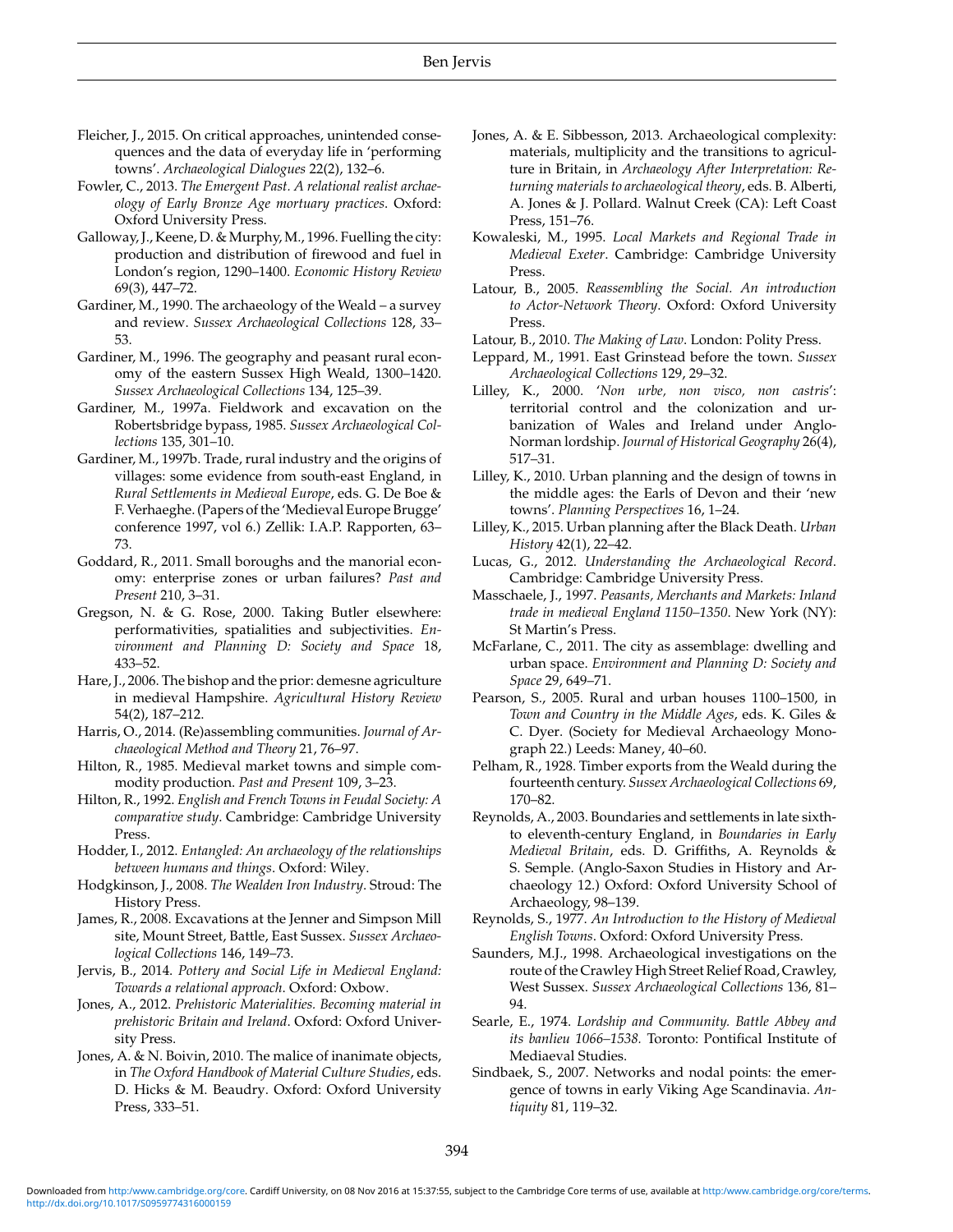Fleicher, J., 2015. On critical approaches, unintended consequences and the data of everyday life in 'performing towns'. *Archaeological Dialogues* 22(2), 132–6.

Fowler, C., 2013. *The Emergent Past. A relational realist archaeology of Early Bronze Age mortuary practices*. Oxford: Oxford University Press.

Galloway, J., Keene, D. & Murphy, M., 1996. Fuelling the city: production and distribution of firewood and fuel in London's region, 1290–1400. *Economic History Review* 69(3), 447–72.

Gardiner, M., 1990. The archaeology of the Weald – a survey and review. *Sussex Archaeological Collections* 128, 33–53.

Gardiner, M., 1996. The geography and peasant rural economy of the eastern Sussex High Weald, 1300–1420. *Sussex Archaeological Collections* 134, 125–39.

Gardiner, M., 1997a. Fieldwork and excavation on the Robertsbridge bypass, 1985. *Sussex Archaeological Collections* 135, 301–10.

Gardiner, M., 1997b. Trade, rural industry and the origins of villages: some evidence from south-east England, in *Rural Settlements in Medieval Europe*, eds. G. De Boe & F. Verhaeghe. (Papers of the 'Medieval Europe Brugge' conference 1997, vol 6.) Zellik: I.A.P. Rapporten, 63–73.

Goddard, R., 2011. Small boroughs and the manorial economy: enterprise zones or urban failures? *Past and Present* 210, 3–31.

Gregson, N. & G. Rose, 2000. Taking Butler elsewhere: performativities, spatialities and subjectivities. *Environment and Planning D: Society and Space* 18, 433–52.

Hare, J., 2006. The bishop and the prior: demesne agriculture in medieval Hampshire. *Agricultural History Review* 54(2), 187–212.

Harris, O., 2014. (Re)assembling communities. *Journal of Archaeological Method and Theory* 21, 76–97.

Hilton, R., 1985. Medieval market towns and simple commodity production. *Past and Present* 109, 3–23.

Hilton, R., 1992. *English and French Towns in Feudal Society: A comparative study*. Cambridge: Cambridge University Press.

Hodder, I., 2012. *Entangled: An archaeology of the relationships between humans and things*. Oxford: Wiley.

Hodgkinson, J., 2008. *The Wealden Iron Industry*. Stroud: The History Press.

James, R., 2008. Excavations at the Jenner and Simpson Mill site, Mount Street, Battle, East Sussex. *Sussex Archaeological Collections* 146, 149–73.

Jervis, B., 2014. *Pottery and Social Life in Medieval England: Towards a relational approach*. Oxford: Oxbow.

Jones, A., 2012. *Prehistoric Materialities. Becoming material in prehistoric Britain and Ireland*. Oxford: Oxford University Press.

Jones, A. & N. Boivin, 2010. The malice of inanimate objects, in *The Oxford Handbook of Material Culture Studies*, eds. D. Hicks & M. Beaudry. Oxford: Oxford University Press, 333–51.

Jones, A. & E. Sibbesson, 2013. Archaeological complexity: materials, multiplicity and the transitions to agriculture in Britain, in *Archaeology After Interpretation: Returning materials to archaeological theory*, eds. B. Alberti, A. Jones & J. Pollard. Walnut Creek (CA): Left Coast Press, 151–76.

Kowaleski, M., 1995. *Local Markets and Regional Trade in Medieval Exeter*. Cambridge: Cambridge University Press.

Latour, B., 2005. *Reassembling the Social. An introduction to Actor-Network Theory*. Oxford: Oxford University Press.

Latour, B., 2010. *The Making of Law*. London: Polity Press.

Leppard, M., 1991. East Grinstead before the town. *Sussex Archaeological Collections* 129, 29–32.

Lilley, K., 2000. '*Non urbe, non visco, non castris*': territorial control and the colonization and urbanization of Wales and Ireland under Anglo-Norman lordship. *Journal of Historical Geography* 26(4), 517–31.

Lilley, K., 2010. Urban planning and the design of towns in the middle ages: the Earls of Devon and their 'new towns'. *Planning Perspectives* 16, 1–24.

Lilley, K., 2015. Urban planning after the Black Death. *Urban History* 42(1), 22–42.

Lucas, G., 2012. *Understanding the Archaeological Record*. Cambridge: Cambridge University Press.

Masschaele, J., 1997. *Peasants, Merchants and Markets: Inland trade in medieval England 1150–1350*. New York (NY): St Martin's Press.

McFarlane, C., 2011. The city as assemblage: dwelling and urban space. *Environment and Planning D: Society and Space* 29, 649–71.

Pearson, S., 2005. Rural and urban houses 1100–1500, in *Town and Country in the Middle Ages*, eds. K. Giles & C. Dyer. (Society for Medieval Archaeology Monograph 22.) Leeds: Maney, 40–60.

Pelham, R., 1928. Timber exports from the Weald during the fourteenth century. *Sussex Archaeological Collections* 69, 170–82.

Reynolds, A., 2003. Boundaries and settlements in late sixth- to eleventh-century England, in *Boundaries in Early Medieval Britain*, eds. D. Griffiths, A. Reynolds & S. Semple. (Anglo-Saxon Studies in History and Archaeology 12.) Oxford: Oxford University School of Archaeology, 98–139.

Reynolds, S., 1977. *An Introduction to the History of Medieval English Towns*. Oxford: Oxford University Press.

Saunders, M.J., 1998. Archaeological investigations on the route of the Crawley High Street Relief Road, Crawley, West Sussex. *Sussex Archaeological Collections* 136, 81–94.

Searle, E., 1974. *Lordship and Community. Battle Abbey and its banlieu 1066–1538.* Toronto: Pontifical Institute of Mediaeval Studies.

Sindbaek, S., 2007. Networks and nodal points: the emergence of towns in early Viking Age Scandinavia. *Antiquity* 81, 119–32.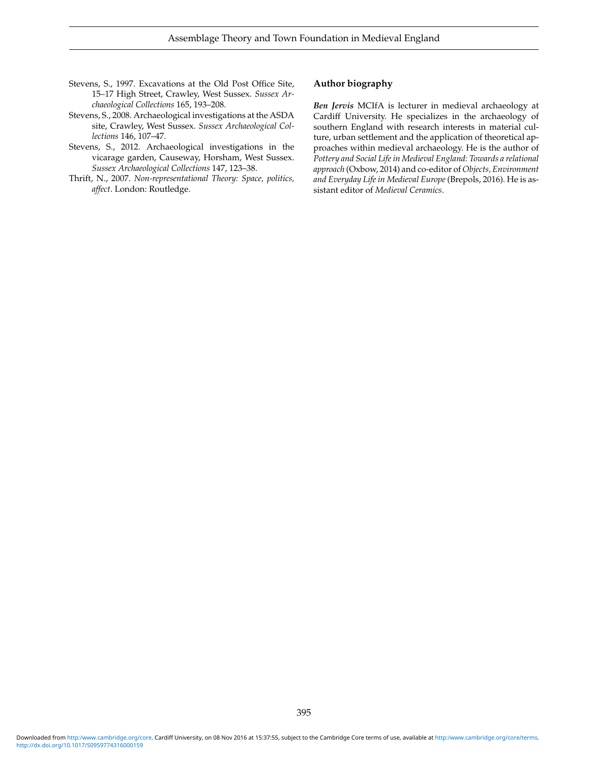Stevens, S., 1997. Excavations at the Old Post Office Site, 15–17 High Street, Crawley, West Sussex. *Sussex Archaeological Collections* 165, 193–208.

Stevens, S., 2008. Archaeological investigations at the ASDA site, Crawley, West Sussex. *Sussex Archaeological Collections* 146, 107–47.

Stevens, S., 2012. Archaeological investigations in the vicarage garden, Causeway, Horsham, West Sussex. *Sussex Archaeological Collections* 147, 123–38.

Thrift, N., 2007. *Non-representational Theory: Space, politics, affect*. London: Routledge.

## Author biography

***Ben Jervis*** MCIfA is lecturer in medieval archaeology at Cardiff University. He specializes in the archaeology of southern England with research interests in material culture, urban settlement and the application of theoretical approaches within medieval archaeology. He is the author of *Pottery and Social Life in Medieval England: Towards a relational approach* (Oxbow, 2014) and co-editor of *Objects, Environment and Everyday Life in Medieval Europe* (Brepols, 2016). He is assistant editor of *Medieval Ceramics*.